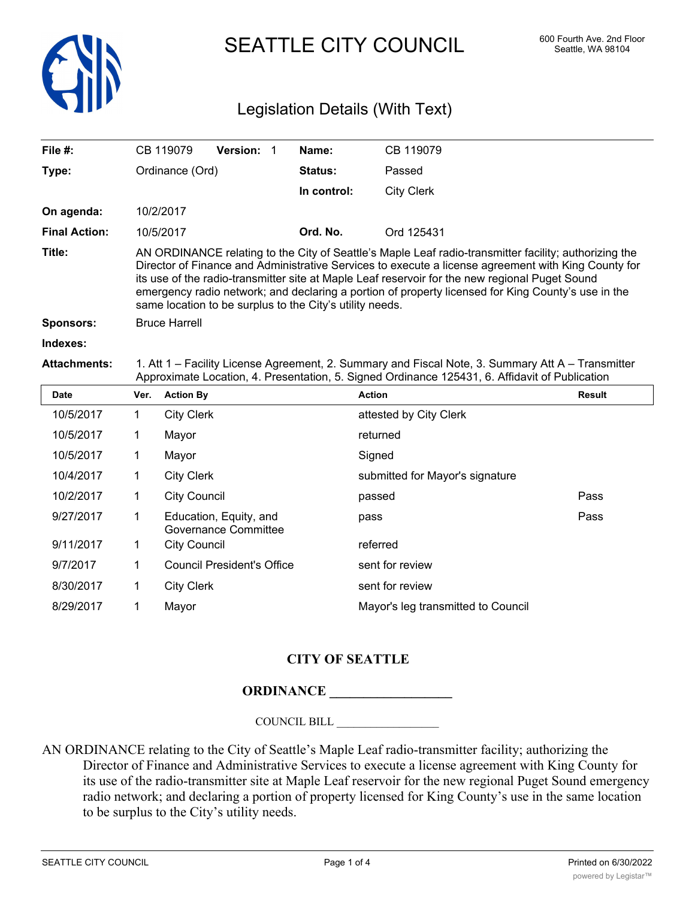# SEATTLE CITY COUNCIL

600 Fourth Ave. 2nd Floor
Seattle, WA 98104

## Legislation Details (With Text)

| | | | |
|---|---|---|---|
| **File #:** | CB 119079 **Version:** 1 | **Name:** | CB 119079 |
| **Type:** | Ordinance (Ord) | **Status:** | Passed |
| | | **In control:** | City Clerk |
| **On agenda:** | 10/2/2017 | | |
| **Final Action:** | 10/5/2017 | **Ord. No.** | Ord 125431 |

**Title:** AN ORDINANCE relating to the City of Seattle's Maple Leaf radio-transmitter facility; authorizing the Director of Finance and Administrative Services to execute a license agreement with King County for its use of the radio-transmitter site at Maple Leaf reservoir for the new regional Puget Sound emergency radio network; and declaring a portion of property licensed for King County's use in the same location to be surplus to the City's utility needs.

**Sponsors:** Bruce Harrell

**Indexes:**

**Attachments:** 1. Att 1 – Facility License Agreement, 2. Summary and Fiscal Note, 3. Summary Att A – Transmitter Approximate Location, 4. Presentation, 5. Signed Ordinance 125431, 6. Affidavit of Publication

| Date | Ver. | Action By | Action | Result |
|---|---|---|---|---|
| 10/5/2017 | 1 | City Clerk | attested by City Clerk | |
| 10/5/2017 | 1 | Mayor | returned | |
| 10/5/2017 | 1 | Mayor | Signed | |
| 10/4/2017 | 1 | City Clerk | submitted for Mayor's signature | |
| 10/2/2017 | 1 | City Council | passed | Pass |
| 9/27/2017 | 1 | Education, Equity, and Governance Committee | pass | Pass |
| 9/11/2017 | 1 | City Council | referred | |
| 9/7/2017 | 1 | Council President's Office | sent for review | |
| 8/30/2017 | 1 | City Clerk | sent for review | |
| 8/29/2017 | 1 | Mayor | Mayor's leg transmitted to Council | |

**CITY OF SEATTLE**

**ORDINANCE __________________**

COUNCIL BILL __________________

AN ORDINANCE relating to the City of Seattle's Maple Leaf radio-transmitter facility; authorizing the Director of Finance and Administrative Services to execute a license agreement with King County for its use of the radio-transmitter site at Maple Leaf reservoir for the new regional Puget Sound emergency radio network; and declaring a portion of property licensed for King County's use in the same location to be surplus to the City's utility needs.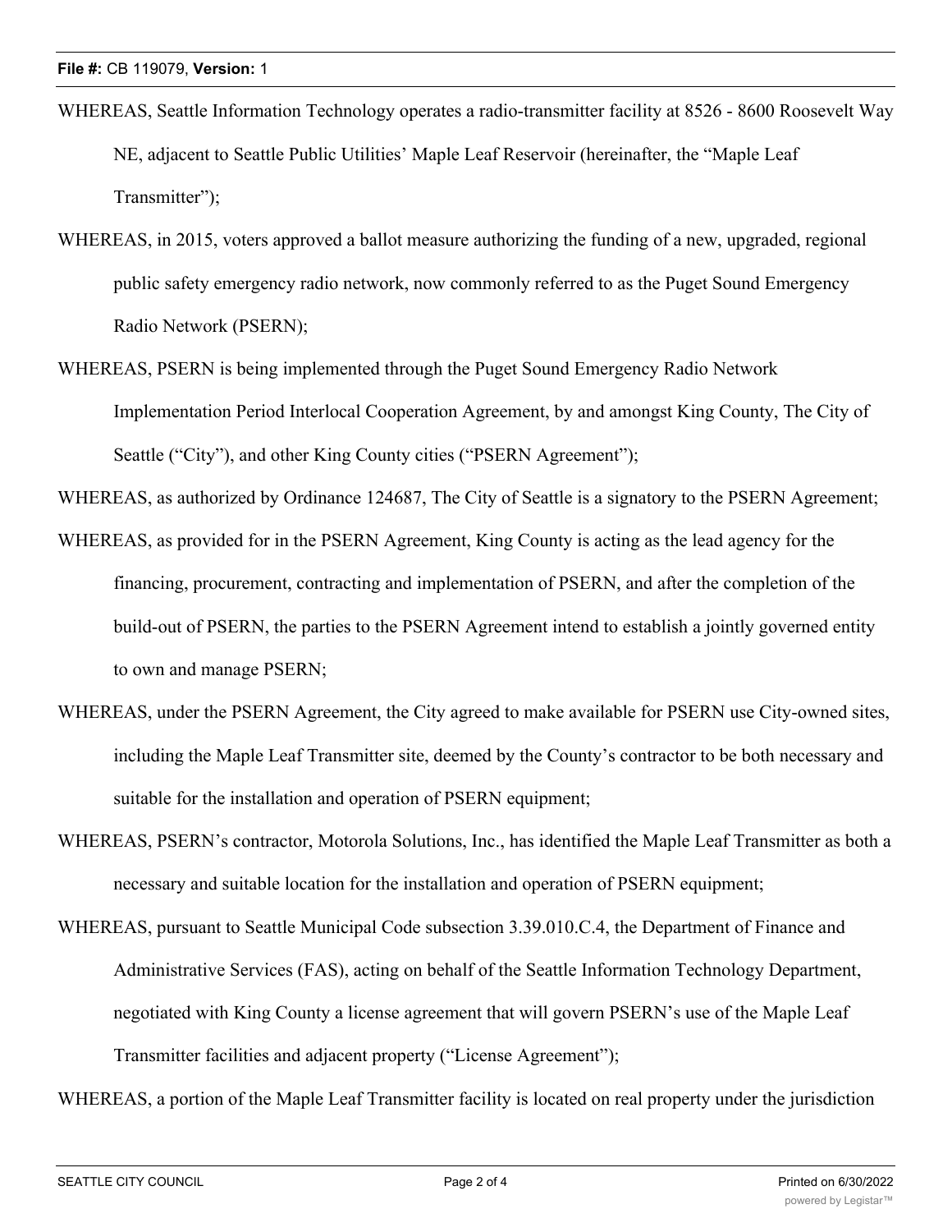WHEREAS, Seattle Information Technology operates a radio-transmitter facility at 8526 - 8600 Roosevelt Way NE, adjacent to Seattle Public Utilities' Maple Leaf Reservoir (hereinafter, the "Maple Leaf Transmitter");

WHEREAS, in 2015, voters approved a ballot measure authorizing the funding of a new, upgraded, regional public safety emergency radio network, now commonly referred to as the Puget Sound Emergency Radio Network (PSERN);

WHEREAS, PSERN is being implemented through the Puget Sound Emergency Radio Network Implementation Period Interlocal Cooperation Agreement, by and amongst King County, The City of Seattle ("City"), and other King County cities ("PSERN Agreement");

WHEREAS, as authorized by Ordinance 124687, The City of Seattle is a signatory to the PSERN Agreement;

WHEREAS, as provided for in the PSERN Agreement, King County is acting as the lead agency for the financing, procurement, contracting and implementation of PSERN, and after the completion of the build-out of PSERN, the parties to the PSERN Agreement intend to establish a jointly governed entity to own and manage PSERN;

WHEREAS, under the PSERN Agreement, the City agreed to make available for PSERN use City-owned sites, including the Maple Leaf Transmitter site, deemed by the County's contractor to be both necessary and suitable for the installation and operation of PSERN equipment;

WHEREAS, PSERN's contractor, Motorola Solutions, Inc., has identified the Maple Leaf Transmitter as both a necessary and suitable location for the installation and operation of PSERN equipment;

WHEREAS, pursuant to Seattle Municipal Code subsection 3.39.010.C.4, the Department of Finance and Administrative Services (FAS), acting on behalf of the Seattle Information Technology Department, negotiated with King County a license agreement that will govern PSERN's use of the Maple Leaf Transmitter facilities and adjacent property ("License Agreement");

WHEREAS, a portion of the Maple Leaf Transmitter facility is located on real property under the jurisdiction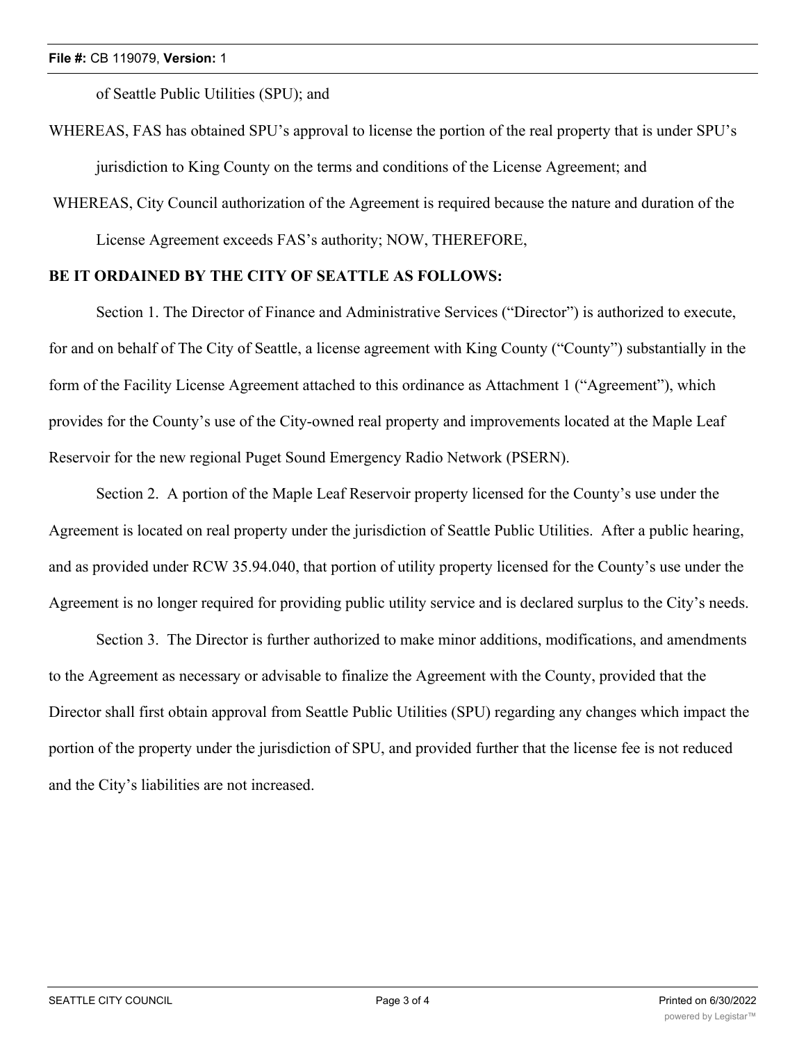of Seattle Public Utilities (SPU); and

WHEREAS, FAS has obtained SPU's approval to license the portion of the real property that is under SPU's jurisdiction to King County on the terms and conditions of the License Agreement; and

WHEREAS, City Council authorization of the Agreement is required because the nature and duration of the License Agreement exceeds FAS's authority; NOW, THEREFORE,

**BE IT ORDAINED BY THE CITY OF SEATTLE AS FOLLOWS:**

Section 1. The Director of Finance and Administrative Services ("Director") is authorized to execute, for and on behalf of The City of Seattle, a license agreement with King County ("County") substantially in the form of the Facility License Agreement attached to this ordinance as Attachment 1 ("Agreement"), which provides for the County's use of the City-owned real property and improvements located at the Maple Leaf Reservoir for the new regional Puget Sound Emergency Radio Network (PSERN).

Section 2. A portion of the Maple Leaf Reservoir property licensed for the County's use under the Agreement is located on real property under the jurisdiction of Seattle Public Utilities. After a public hearing, and as provided under RCW 35.94.040, that portion of utility property licensed for the County's use under the Agreement is no longer required for providing public utility service and is declared surplus to the City's needs.

Section 3. The Director is further authorized to make minor additions, modifications, and amendments to the Agreement as necessary or advisable to finalize the Agreement with the County, provided that the Director shall first obtain approval from Seattle Public Utilities (SPU) regarding any changes which impact the portion of the property under the jurisdiction of SPU, and provided further that the license fee is not reduced and the City's liabilities are not increased.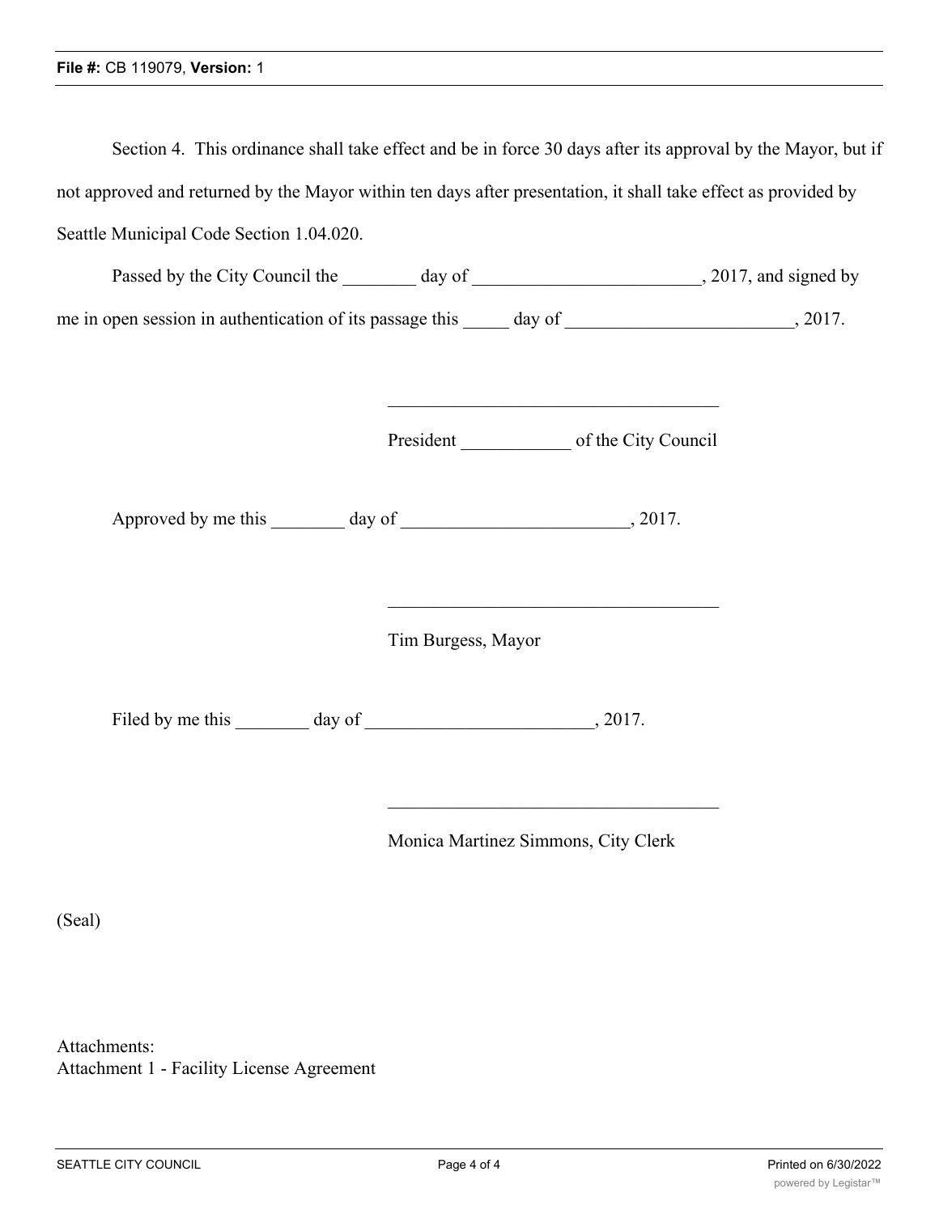Section 4. This ordinance shall take effect and be in force 30 days after its approval by the Mayor, but if not approved and returned by the Mayor within ten days after presentation, it shall take effect as provided by Seattle Municipal Code Section 1.04.020.

Passed by the City Council the ________ day of _________________________, 2017, and signed by me in open session in authentication of its passage this _____ day of _________________________, 2017.

_____________________________________

President ____________ of the City Council

Approved by me this ________ day of _________________________, 2017.

_____________________________________

Tim Burgess, Mayor

Filed by me this ________ day of _________________________, 2017.

_____________________________________

Monica Martinez Simmons, City Clerk

(Seal)

Attachments:
Attachment 1 - Facility License Agreement